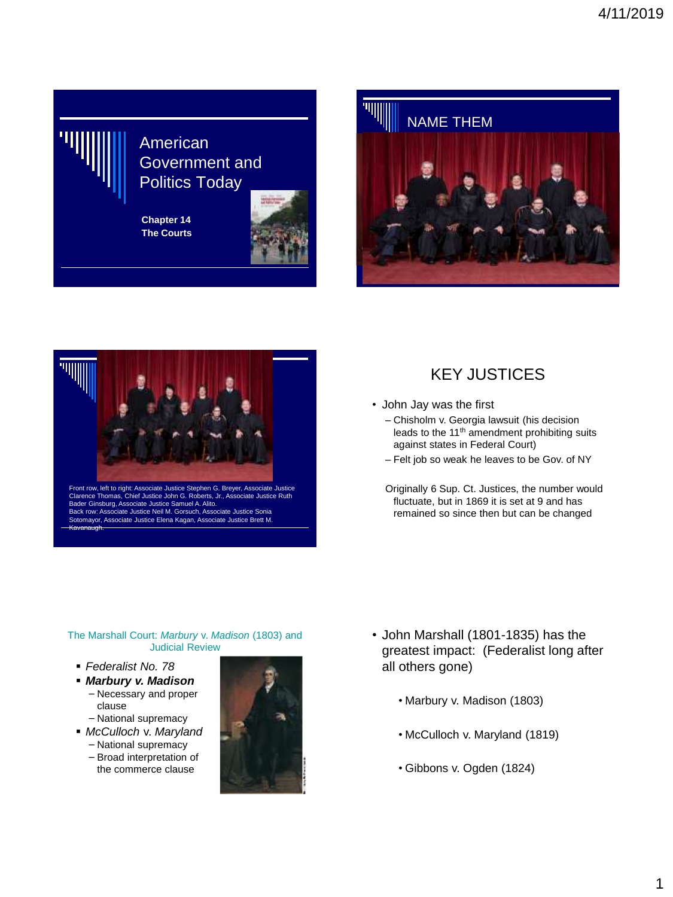## American Government and Politics Today

**Chapter 14**
**The Courts**

## NAME THEM

Front row, left to right: Associate Justice Stephen G. Breyer, Associate Justice Clarence Thomas, Chief Justice John G. Roberts, Jr., Associate Justice Ruth Bader Ginsburg, Associate Justice Samuel A. Alito.
Back row: Associate Justice Neil M. Gorsuch, Associate Justice Sonia Sotomayor, Associate Justice Elena Kagan, Associate Justice Brett M. Kavanaugh.

## KEY JUSTICES

- John Jay was the first
  - Chisholm v. Georgia lawsuit (his decision leads to the 11th amendment prohibiting suits against states in Federal Court)
  - Felt job so weak he leaves to be Gov. of NY

Originally 6 Sup. Ct. Justices, the number would fluctuate, but in 1869 it is set at 9 and has remained so since then but can be changed

## The Marshall Court: *Marbury* v. *Madison* (1803) and Judicial Review

- *Federalist No. 78*
- ***Marbury v. Madison***
  - Necessary and proper clause
  - National supremacy
- *McCulloch* v. *Maryland*
  - National supremacy
  - Broad interpretation of the commerce clause

- John Marshall (1801-1835) has the greatest impact: (Federalist long after all others gone)
  - Marbury v. Madison (1803)
  - McCulloch v. Maryland (1819)
  - Gibbons v. Ogden (1824)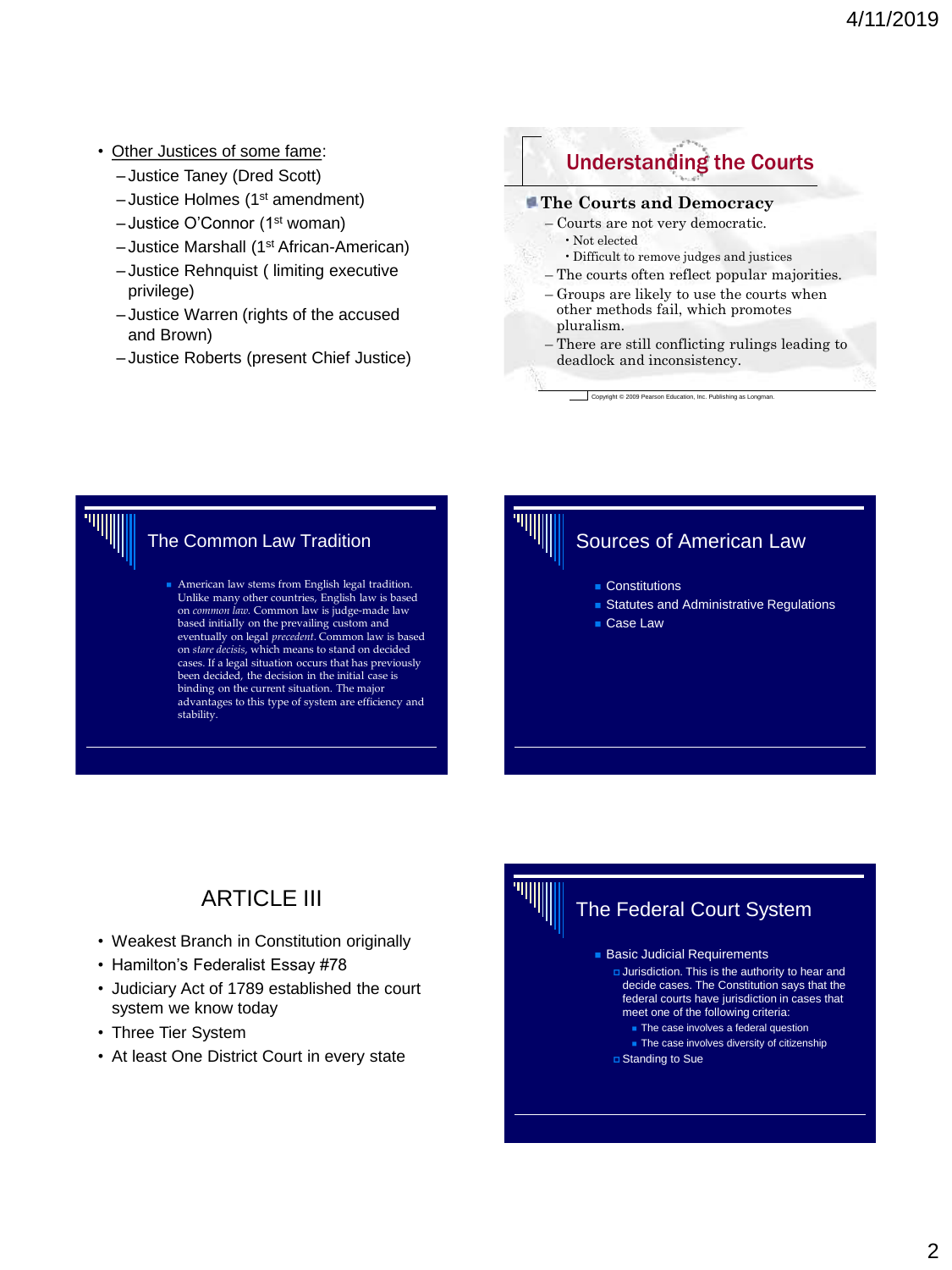- Other Justices of some fame:
  - Justice Taney (Dred Scott)
  - Justice Holmes (1st amendment)
  - Justice O'Connor (1st woman)
  - Justice Marshall (1st African-American)
  - Justice Rehnquist ( limiting executive privilege)
  - Justice Warren (rights of the accused and Brown)
  - Justice Roberts (present Chief Justice)

## Understanding the Courts

**The Courts and Democracy**

- Courts are not very democratic.
  - Not elected
  - Difficult to remove judges and justices
- The courts often reflect popular majorities.
- Groups are likely to use the courts when other methods fail, which promotes pluralism.
- There are still conflicting rulings leading to deadlock and inconsistency.

Copyright © 2009 Pearson Education, Inc. Publishing as Longman.

## The Common Law Tradition

- American law stems from English legal tradition. Unlike many other countries, English law is based on *common law*. Common law is judge-made law based initially on the prevailing custom and eventually on legal *precedent*. Common law is based on *stare decisis*, which means to stand on decided cases. If a legal situation occurs that has previously been decided, the decision in the initial case is binding on the current situation. The major advantages to this type of system are efficiency and stability.

## Sources of American Law

- Constitutions
- Statutes and Administrative Regulations
- Case Law

## ARTICLE III

- Weakest Branch in Constitution originally
- Hamilton's Federalist Essay #78
- Judiciary Act of 1789 established the court system we know today
- Three Tier System
- At least One District Court in every state

## The Federal Court System

- Basic Judicial Requirements
  - Jurisdiction. This is the authority to hear and decide cases. The Constitution says that the federal courts have jurisdiction in cases that meet one of the following criteria:
    - The case involves a federal question
    - The case involves diversity of citizenship
  - Standing to Sue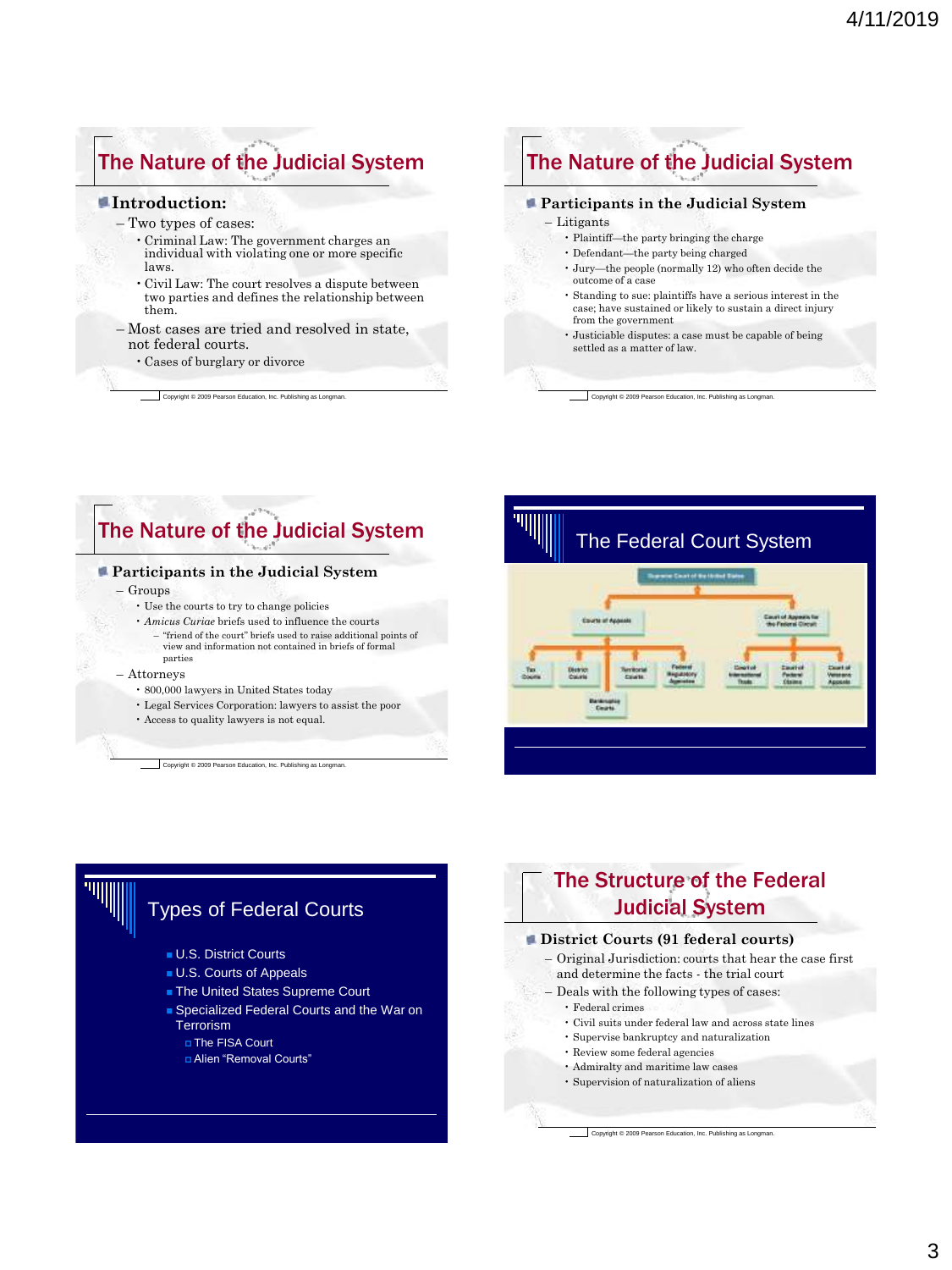## The Nature of the Judicial System

- **Introduction:**
  - Two types of cases:
    - Criminal Law: The government charges an individual with violating one or more specific laws.
    - Civil Law: The court resolves a dispute between two parties and defines the relationship between them.
  - Most cases are tried and resolved in state, not federal courts.
    - Cases of burglary or divorce

Copyright © 2009 Pearson Education, Inc. Publishing as Longman.

## The Nature of the Judicial System

- **Participants in the Judicial System**
  - Litigants
    - Plaintiff—the party bringing the charge
    - Defendant—the party being charged
    - Jury—the people (normally 12) who often decide the outcome of a case
    - Standing to sue: plaintiffs have a serious interest in the case; have sustained or likely to sustain a direct injury from the government
    - Justiciable disputes: a case must be capable of being settled as a matter of law.

Copyright © 2009 Pearson Education, Inc. Publishing as Longman.

## The Nature of the Judicial System

- **Participants in the Judicial System**
  - Groups
    - Use the courts to try to change policies
    - *Amicus Curiae* briefs used to influence the courts
      - "friend of the court" briefs used to raise additional points of view and information not contained in briefs of formal parties
  - Attorneys
    - 800,000 lawyers in United States today
    - Legal Services Corporation: lawyers to assist the poor
    - Access to quality lawyers is not equal.

Copyright © 2009 Pearson Education, Inc. Publishing as Longman.

## The Federal Court System

- Supreme Court of the United States
  - Courts of Appeals
    - Tax Courts
    - District Courts
    - Territorial Courts
    - Federal Regulatory Agencies
    - Bankruptcy Courts
  - Court of Appeals for the Federal Circuit
    - Court of International Trade
    - Court of Federal Claims
    - Court of Veterans Appeals

## Types of Federal Courts

- U.S. District Courts
- U.S. Courts of Appeals
- The United States Supreme Court
- Specialized Federal Courts and the War on Terrorism
  - The FISA Court
  - Alien "Removal Courts"

## The Structure of the Federal Judicial System

- **District Courts (91 federal courts)**
  - Original Jurisdiction: courts that hear the case first and determine the facts - the trial court
  - Deals with the following types of cases:
    - Federal crimes
    - Civil suits under federal law and across state lines
    - Supervise bankruptcy and naturalization
    - Review some federal agencies
    - Admiralty and maritime law cases
    - Supervision of naturalization of aliens

Copyright © 2009 Pearson Education, Inc. Publishing as Longman.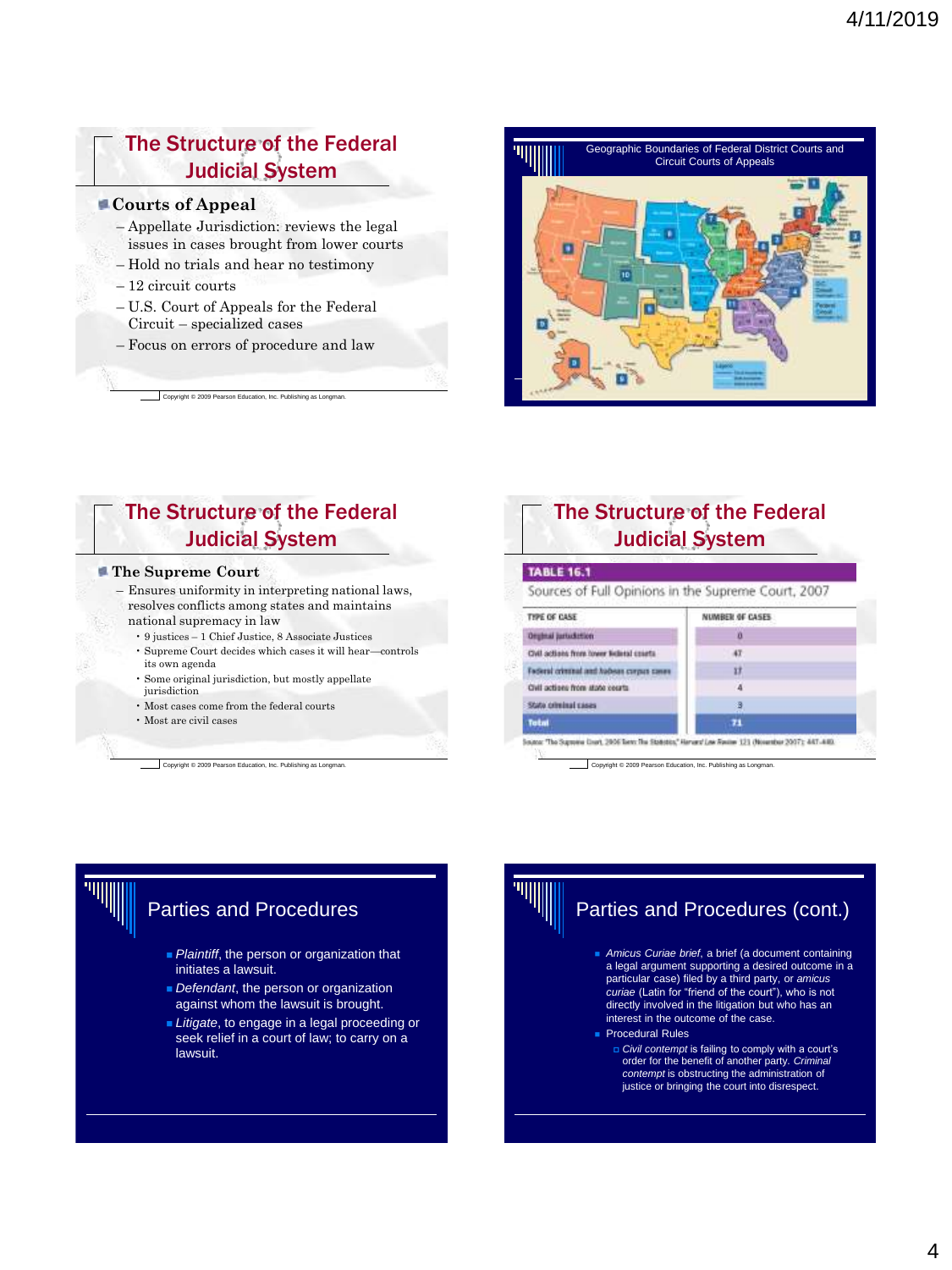## The Structure of the Federal Judicial System

- **Courts of Appeal**
  - Appellate Jurisdiction: reviews the legal issues in cases brought from lower courts
  - Hold no trials and hear no testimony
  - 12 circuit courts
  - U.S. Court of Appeals for the Federal Circuit – specialized cases
  - Focus on errors of procedure and law

Copyright © 2009 Pearson Education, Inc. Publishing as Longman.

## Geographic Boundaries of Federal District Courts and Circuit Courts of Appeals

## The Structure of the Federal Judicial System

- **The Supreme Court**
  - Ensures uniformity in interpreting national laws, resolves conflicts among states and maintains national supremacy in law
    - 9 justices – 1 Chief Justice, 8 Associate Justices
    - Supreme Court decides which cases it will hear—controls its own agenda
    - Some original jurisdiction, but mostly appellate jurisdiction
    - Most cases come from the federal courts
    - Most are civil cases

Copyright © 2009 Pearson Education, Inc. Publishing as Longman.

## The Structure of the Federal Judicial System

**TABLE 16.1**

Sources of Full Opinions in the Supreme Court, 2007

| TYPE OF CASE | NUMBER OF CASES |
|---|---|
| Original jurisdiction | 0 |
| Civil actions from lower federal courts | 47 |
| Federal criminal and habeas corpus cases | 17 |
| Civil actions from state courts | 4 |
| State criminal cases | 3 |
| Total | 71 |

Source: "The Supreme Court, 2006 Term: The Statistics," Harvard Law Review 121 (November 2007): 447–448.

Copyright © 2009 Pearson Education, Inc. Publishing as Longman.

## Parties and Procedures

- *Plaintiff*, the person or organization that initiates a lawsuit.
- *Defendant*, the person or organization against whom the lawsuit is brought.
- *Litigate*, to engage in a legal proceeding or seek relief in a court of law; to carry on a lawsuit.

## Parties and Procedures (cont.)

- *Amicus Curiae brief*, a brief (a document containing a legal argument supporting a desired outcome in a particular case) filed by a third party, or *amicus curiae* (Latin for "friend of the court"), who is not directly involved in the litigation but who has an interest in the outcome of the case.
- Procedural Rules
  - *Civil contempt* is failing to comply with a court's order for the benefit of another party. *Criminal contempt* is obstructing the administration of justice or bringing the court into disrespect.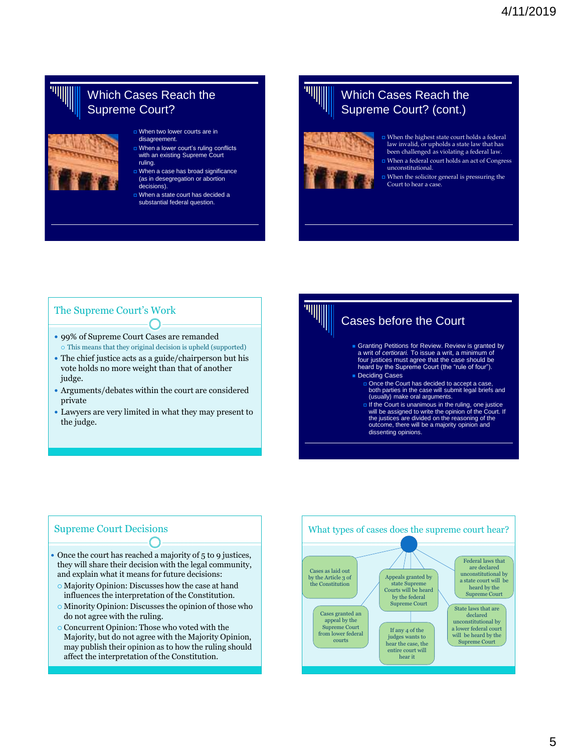## Which Cases Reach the Supreme Court?

- When two lower courts are in disagreement.
- When a lower court's ruling conflicts with an existing Supreme Court ruling.
- When a case has broad significance (as in desegregation or abortion decisions).
- When a state court has decided a substantial federal question.

## Which Cases Reach the Supreme Court? (cont.)

- When the highest state court holds a federal law invalid, or upholds a state law that has been challenged as violating a federal law.
- When a federal court holds an act of Congress unconstitutional.
- When the solicitor general is pressuring the Court to hear a case.

## The Supreme Court's Work

- 99% of Supreme Court Cases are remanded
  - This means that they original decision is upheld (supported)
- The chief justice acts as a guide/chairperson but his vote holds no more weight than that of another judge.
- Arguments/debates within the court are considered private
- Lawyers are very limited in what they may present to the judge.

## Cases before the Court

- Granting Petitions for Review. Review is granted by a writ of *certiorari.* To issue a writ, a minimum of four justices must agree that the case should be heard by the Supreme Court (the "rule of four").
- Deciding Cases
  - Once the Court has decided to accept a case, both parties in the case will submit legal briefs and (usually) make oral arguments.
  - If the Court is unanimous in the ruling, one justice will be assigned to write the opinion of the Court. If the justices are divided on the reasoning of the outcome, there will be a majority opinion and dissenting opinions.

## Supreme Court Decisions

- Once the court has reached a majority of 5 to 9 justices, they will share their decision with the legal community, influences the interpretation of the Constitution.
  - Majority Opinion: Discusses how the case at hand influences the interpretation of the Constitution.
  - Minority Opinion: Discusses the opinion of those who do not agree with the ruling.
  - Concurrent Opinion: Those who voted with the Majority, but do not agree with the Majority Opinion, may publish their opinion as to how the ruling should affect the interpretation of the Constitution.

## What types of cases does the supreme court hear?

- Cases as laid out by the Article 3 of the Constitution
- Appeals granted by state Supreme Courts will be heard by the federal Supreme Court
- Federal laws that are declared unconstitutional by a state court will be heard by the Supreme Court
- Cases granted an appeal by the Supreme Court from lower federal courts
- If any 4 of the judges wants to hear the case, the entire court will hear it
- State laws that are declared unconstitutional by a lower federal court will be heard by the Supreme Court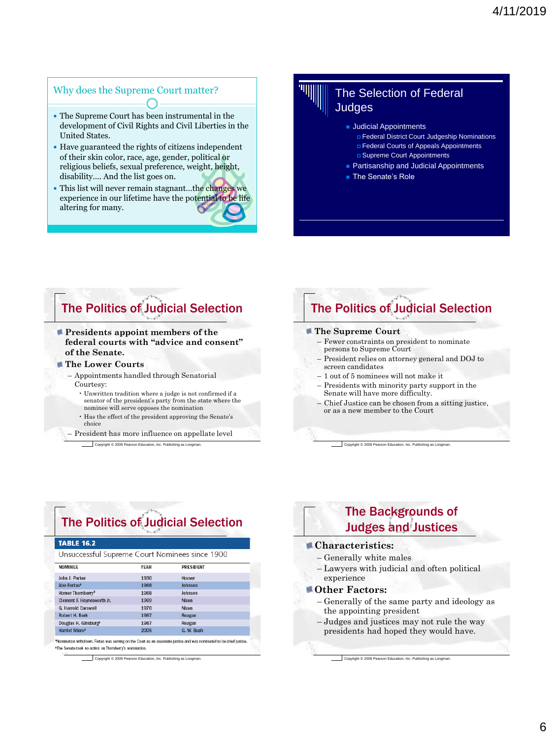## Why does the Supreme Court matter?

- The Supreme Court has been instrumental in the development of Civil Rights and Civil Liberties in the United States.
- Have guaranteed the rights of citizens independent of their skin color, race, age, gender, political or religious beliefs, sexual preference, weight, height, disability…. And the list goes on.
- This list will never remain stagnant…the changes we experience in our lifetime have the potential to be life altering for many.

## The Selection of Federal Judges

- Judicial Appointments
  - Federal District Court Judgeship Nominations
  - Federal Courts of Appeals Appointments
  - Supreme Court Appointments
- Partisanship and Judicial Appointments
- The Senate's Role

## The Politics of Judicial Selection

- **Presidents appoint members of the federal courts with "advice and consent" of the Senate.**
- **The Lower Courts**
  - Appointments handled through Senatorial Courtesy:
    - Unwritten tradition where a judge is not confirmed if a senator of the president's party from the state where the nominee will serve opposes the nomination
    - Has the effect of the president approving the Senate's choice
  - President has more influence on appellate level

Copyright © 2009 Pearson Education, Inc. Publishing as Longman.

## The Politics of Judicial Selection

- **The Supreme Court**
  - Fewer constraints on president to nominate persons to Supreme Court
  - President relies on attorney general and DOJ to screen candidates
  - 1 out of 5 nominees will not make it
  - Presidents with minority party support in the Senate will have more difficulty.
  - Chief Justice can be chosen from a sitting justice, or as a new member to the Court

Copyright © 2009 Pearson Education, Inc. Publishing as Longman.

## The Politics of Judicial Selection

**TABLE 16.2**
Unsuccessful Supreme Court Nominees since 1900

| NOMINEE | YEAR | PRESIDENT |
|---|---|---|
| John J. Parker | 1930 | Hoover |
| Abe Fortas[a] | 1968 | Johnson |
| Homer Thornberry[b] | 1968 | Johnson |
| Clement F. Haynesworth Jr. | 1969 | Nixon |
| G. Harrold Carswell | 1970 | Nixon |
| Robert H. Bork | 1987 | Reagan |
| Douglas H. Ginsburg[a] | 1987 | Reagan |
| Harriet Miers[a] | 2005 | G. W. Bush |

[a]Nomination withdrawn. Fortas was serving on the Court as an associate justice and was nominated to be chief justice.
[b]The Senate took no action on Thornberry's nomination.

Copyright © 2009 Pearson Education, Inc. Publishing as Longman.

## The Backgrounds of Judges and Justices

- **Characteristics:**
  - Generally white males
  - Lawyers with judicial and often political experience
- **Other Factors:**
  - Generally of the same party and ideology as the appointing president
  - Judges and justices may not rule the way presidents had hoped they would have.

Copyright © 2009 Pearson Education, Inc. Publishing as Longman.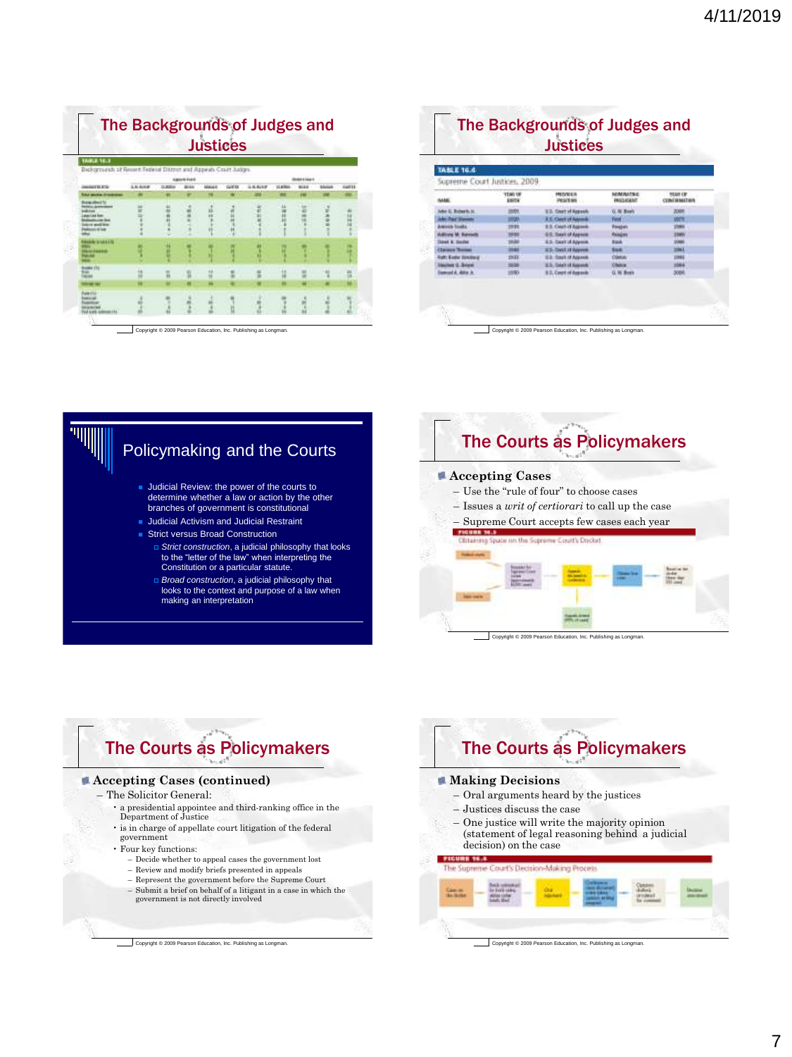## The Backgrounds of Judges and Justices

TABLE 16.3

Backgrounds of Recent Federal District and Appeals Court Judges

Copyright © 2009 Pearson Education, Inc. Publishing as Longman.

## The Backgrounds of Judges and Justices

TABLE 16.4

Supreme Court Justices, 2009

| NAME | YEAR OF BIRTH | PREVIOUS POSITION | NOMINATING PRESIDENT | YEAR OF CONFIRMATION |
|---|---|---|---|---|
| John G. Roberts Jr. | | U.S. Court of Appeals | G. W. Bush | 2005 |
| John Paul Stevens | 1920 | U.S. Court of Appeals | Ford | 1975 |
| Antonin Scalia | | U.S. Court of Appeals | Reagan | 1986 |
| Anthony M. Kennedy | | U.S. Court of Appeals | Reagan | 1988 |
| David H. Souter | | U.S. Court of Appeals | Bush | 1990 |
| Clarence Thomas | | U.S. Court of Appeals | Bush | 1991 |
| Ruth Bader Ginsburg | | U.S. Court of Appeals | Clinton | 1993 |
| Stephen G. Breyer | | U.S. Court of Appeals | Clinton | 1994 |
| Samuel A. Alito Jr. | | U.S. Court of Appeals | G. W. Bush | 2006 |

Copyright © 2009 Pearson Education, Inc. Publishing as Longman.

## Policymaking and the Courts

- Judicial Review: the power of the courts to determine whether a law or action by the other branches of government is constitutional
- Judicial Activism and Judicial Restraint
- Strict versus Broad Construction
  - *Strict construction*, a judicial philosophy that looks to the "letter of the law" when interpreting the Constitution or a particular statute.
  - *Broad construction*, a judicial philosophy that looks to the context and purpose of a law when making an interpretation

## The Courts as Policymakers

- **Accepting Cases**
  - Use the "rule of four" to choose cases
  - Issues a *writ of certiorari* to call up the case
  - Supreme Court accepts few cases each year

FIGURE 16.3

Obtaining Space on the Supreme Court's Docket

Copyright © 2009 Pearson Education, Inc. Publishing as Longman.

## The Courts as Policymakers

- **Accepting Cases (continued)**
  - The Solicitor General:
    - a presidential appointee and third-ranking office in the Department of Justice
    - is in charge of appellate court litigation of the federal government
    - Four key functions:
      - Decide whether to appeal cases the government lost
      - Review and modify briefs presented in appeals
      - Represent the government before the Supreme Court
      - Submit a brief on behalf of a litigant in a case in which the government is not directly involved

Copyright © 2009 Pearson Education, Inc. Publishing as Longman.

## The Courts as Policymakers

- **Making Decisions**
  - Oral arguments heard by the justices
  - Justices discuss the case
  - One justice will write the majority opinion (statement of legal reasoning behind a judicial decision) on the case

FIGURE 16.4

The Supreme Court's Decision-Making Process

Copyright © 2009 Pearson Education, Inc. Publishing as Longman.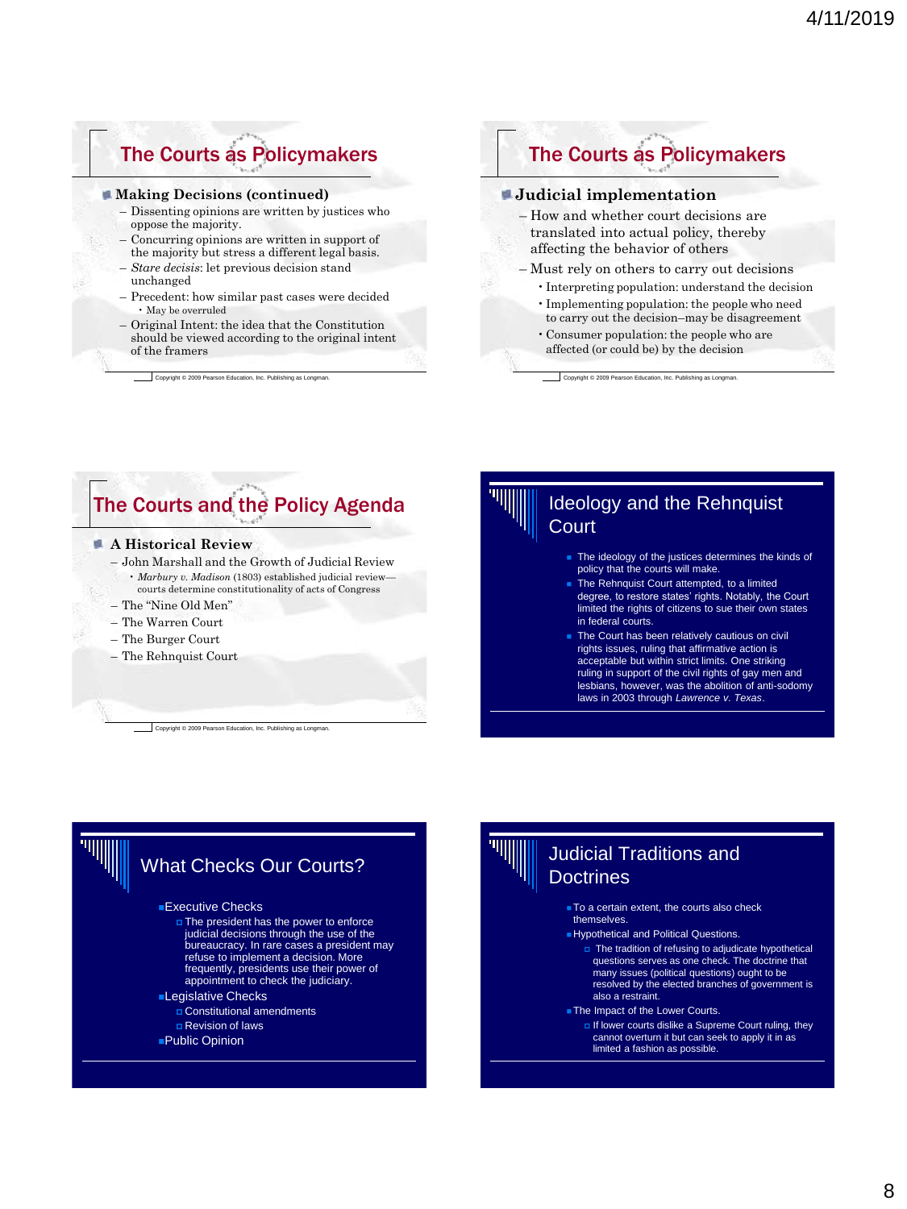## The Courts as Policymakers

- **Making Decisions (continued)**
  - Dissenting opinions are written by justices who oppose the majority.
  - Concurring opinions are written in support of the majority but stress a different legal basis.
  - *Stare decisis*: let previous decision stand unchanged
  - Precedent: how similar past cases were decided
    - May be overruled
  - Original Intent: the idea that the Constitution should be viewed according to the original intent of the framers

Copyright © 2009 Pearson Education, Inc. Publishing as Longman.

## The Courts as Policymakers

- **Judicial implementation**
  - How and whether court decisions are translated into actual policy, thereby affecting the behavior of others
  - Must rely on others to carry out decisions
    - Interpreting population: understand the decision
    - Implementing population: the people who need to carry out the decision–may be disagreement
    - Consumer population: the people who are affected (or could be) by the decision

Copyright © 2009 Pearson Education, Inc. Publishing as Longman.

## The Courts and the Policy Agenda

- **A Historical Review**
  - John Marshall and the Growth of Judicial Review
    - *Marbury v. Madison* (1803) established judicial review—courts determine constitutionality of acts of Congress
  - The "Nine Old Men"
  - The Warren Court
  - The Burger Court
  - The Rehnquist Court

Copyright © 2009 Pearson Education, Inc. Publishing as Longman.

## Ideology and the Rehnquist Court

- The ideology of the justices determines the kinds of policy that the courts will make.
- The Rehnquist Court attempted, to a limited degree, to restore states' rights. Notably, the Court limited the rights of citizens to sue their own states in federal courts.
- The Court has been relatively cautious on civil rights issues, ruling that affirmative action is acceptable but within strict limits. One striking ruling in support of the civil rights of gay men and lesbians, however, was the abolition of anti-sodomy laws in 2003 through *Lawrence v. Texas*.

## What Checks Our Courts?

- Executive Checks
  - The president has the power to enforce judicial decisions through the use of the bureaucracy. In rare cases a president may refuse to implement a decision. More frequently, presidents use their power of appointment to check the judiciary.
- Legislative Checks
  - Constitutional amendments
  - Revision of laws
- Public Opinion

## Judicial Traditions and Doctrines

- To a certain extent, the courts also check themselves.
- Hypothetical and Political Questions.
  - The tradition of refusing to adjudicate hypothetical questions serves as one check. The doctrine that many issues (political questions) ought to be resolved by the elected branches of government is also a restraint.
- The Impact of the Lower Courts.
  - If lower courts dislike a Supreme Court ruling, they cannot overturn it but can seek to apply it in as limited a fashion as possible.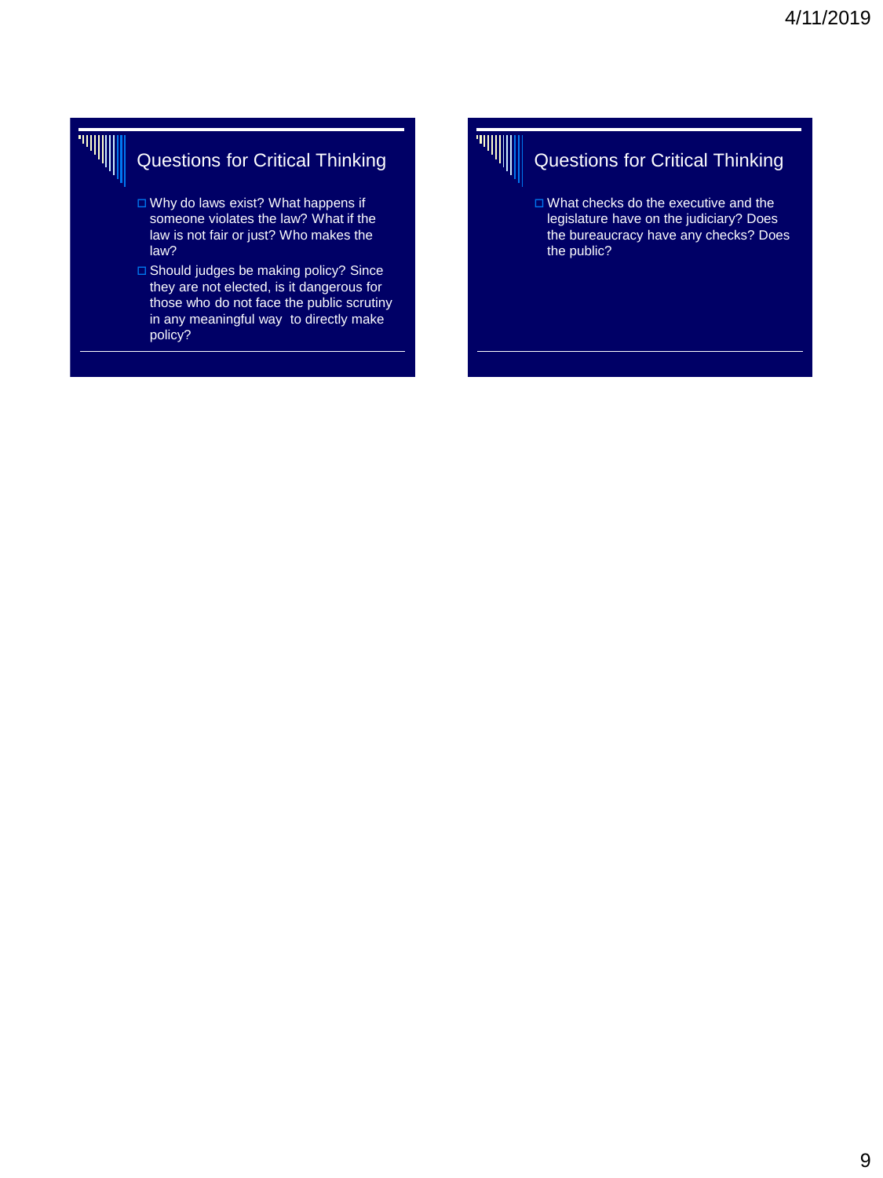## Questions for Critical Thinking

- Why do laws exist? What happens if someone violates the law? What if the law is not fair or just? Who makes the law?
- Should judges be making policy? Since they are not elected, is it dangerous for those who do not face the public scrutiny in any meaningful way to directly make policy?

## Questions for Critical Thinking

- What checks do the executive and the legislature have on the judiciary? Does the bureaucracy have any checks? Does the public?